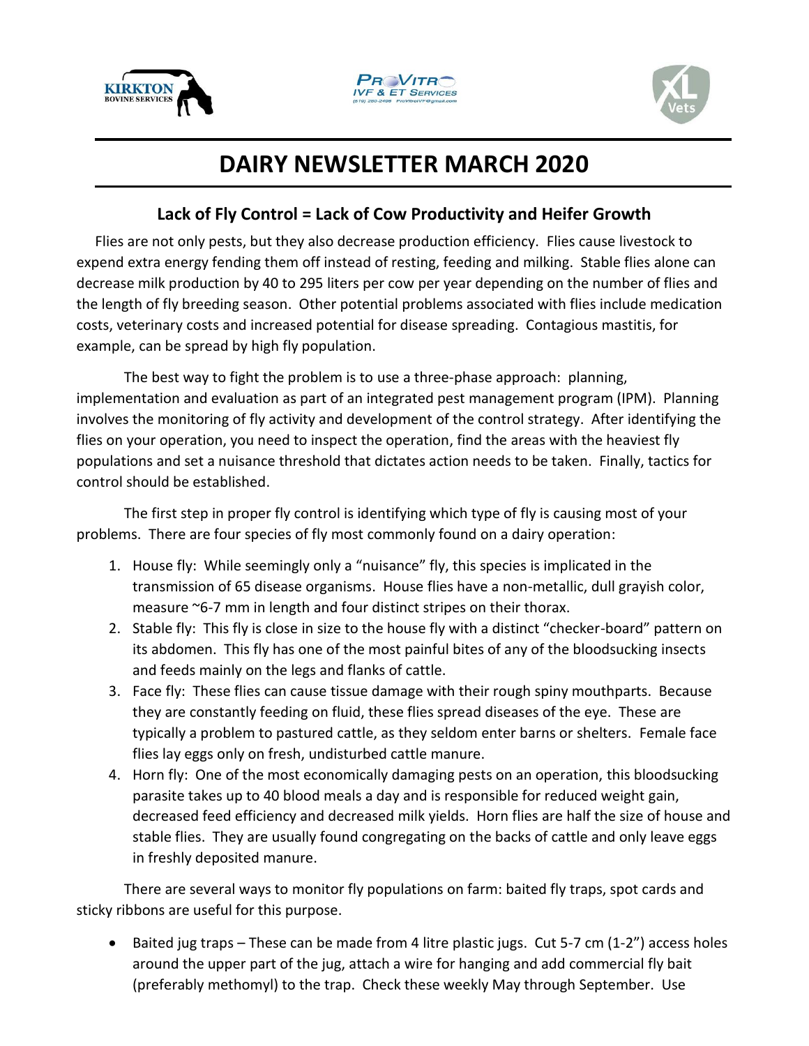# DAIRY NEWSLETTER MARCH 2020

## Lack of Fly Control = Lack of Cow Productivity and Heifer Growth

Flies are not only pests, but they also decrease production efficiency. Flies cause livestock to expend extra energy fending them off instead of resting, feeding and milking. Stable flies alone can decrease milk production by 40 to 295 liters per cow per year depending on the number of flies and the length of fly breeding season. Other potential problems associated with flies include medication costs, veterinary costs and increased potential for disease spreading. Contagious mastitis, for example, can be spread by high fly population.

The best way to fight the problem is to use a three-phase approach: planning, implementation and evaluation as part of an integrated pest management program (IPM). Planning involves the monitoring of fly activity and development of the control strategy. After identifying the flies on your operation, you need to inspect the operation, find the areas with the heaviest fly populations and set a nuisance threshold that dictates action needs to be taken. Finally, tactics for control should be established.

The first step in proper fly control is identifying which type of fly is causing most of your problems. There are four species of fly most commonly found on a dairy operation:

1. House fly: While seemingly only a "nuisance" fly, this species is implicated in the transmission of 65 disease organisms. House flies have a non-metallic, dull grayish color, measure ~6-7 mm in length and four distinct stripes on their thorax.
2. Stable fly: This fly is close in size to the house fly with a distinct "checker-board" pattern on its abdomen. This fly has one of the most painful bites of any of the bloodsucking insects and feeds mainly on the legs and flanks of cattle.
3. Face fly: These flies can cause tissue damage with their rough spiny mouthparts. Because they are constantly feeding on fluid, these flies spread diseases of the eye. These are typically a problem to pastured cattle, as they seldom enter barns or shelters. Female face flies lay eggs only on fresh, undisturbed cattle manure.
4. Horn fly: One of the most economically damaging pests on an operation, this bloodsucking parasite takes up to 40 blood meals a day and is responsible for reduced weight gain, decreased feed efficiency and decreased milk yields. Horn flies are half the size of house and stable flies. They are usually found congregating on the backs of cattle and only leave eggs in freshly deposited manure.

There are several ways to monitor fly populations on farm: baited fly traps, spot cards and sticky ribbons are useful for this purpose.

- Baited jug traps – These can be made from 4 litre plastic jugs. Cut 5-7 cm (1-2") access holes around the upper part of the jug, attach a wire for hanging and add commercial fly bait (preferably methomyl) to the trap. Check these weekly May through September. Use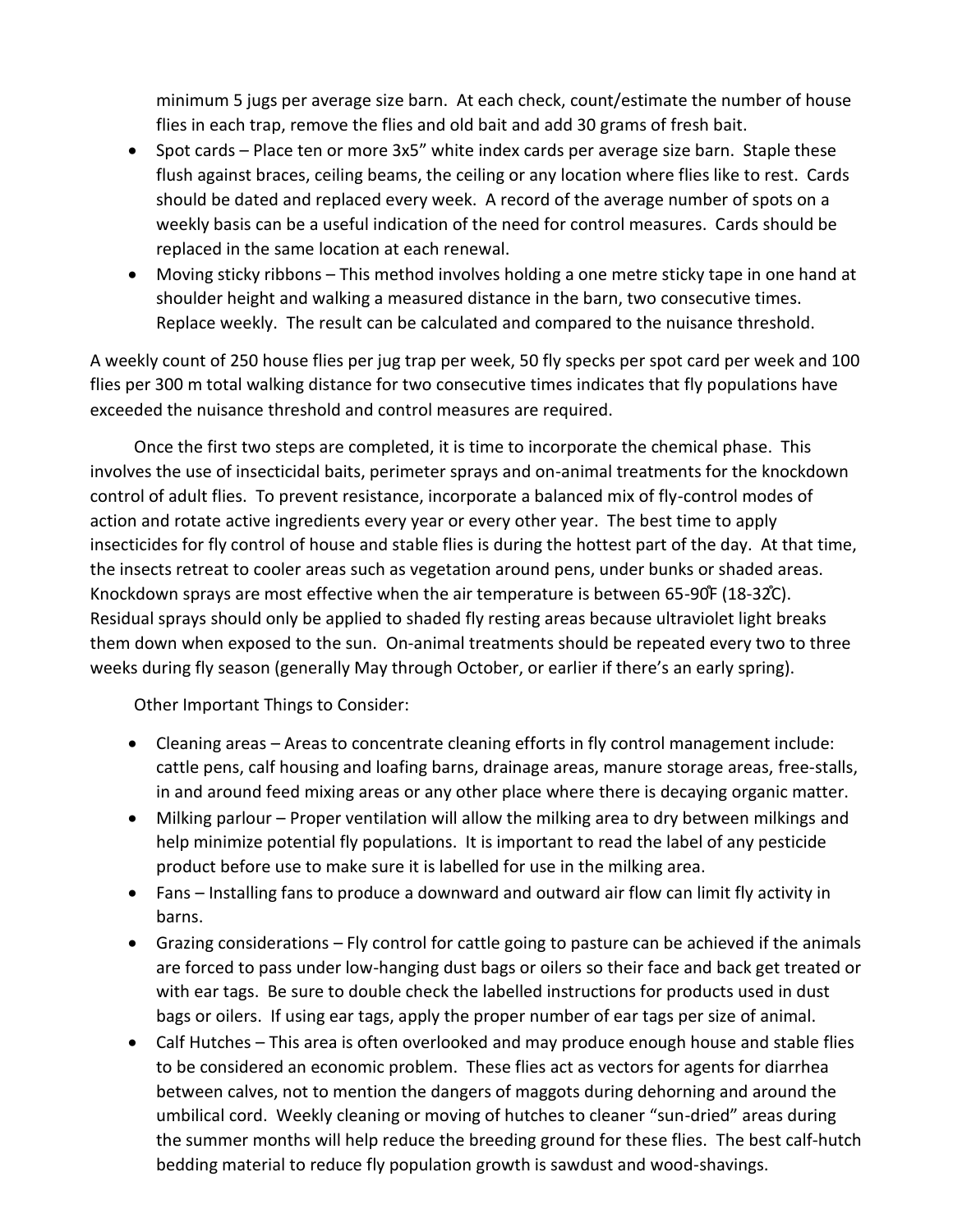minimum 5 jugs per average size barn. At each check, count/estimate the number of house flies in each trap, remove the flies and old bait and add 30 grams of fresh bait.

- Spot cards – Place ten or more 3x5" white index cards per average size barn. Staple these flush against braces, ceiling beams, the ceiling or any location where flies like to rest. Cards should be dated and replaced every week. A record of the average number of spots on a weekly basis can be a useful indication of the need for control measures. Cards should be replaced in the same location at each renewal.
- Moving sticky ribbons – This method involves holding a one metre sticky tape in one hand at shoulder height and walking a measured distance in the barn, two consecutive times. Replace weekly. The result can be calculated and compared to the nuisance threshold.

A weekly count of 250 house flies per jug trap per week, 50 fly specks per spot card per week and 100 flies per 300 m total walking distance for two consecutive times indicates that fly populations have exceeded the nuisance threshold and control measures are required.

Once the first two steps are completed, it is time to incorporate the chemical phase. This involves the use of insecticidal baits, perimeter sprays and on-animal treatments for the knockdown control of adult flies. To prevent resistance, incorporate a balanced mix of fly-control modes of action and rotate active ingredients every year or every other year. The best time to apply insecticides for fly control of house and stable flies is during the hottest part of the day. At that time, the insects retreat to cooler areas such as vegetation around pens, under bunks or shaded areas. Knockdown sprays are most effective when the air temperature is between 65-90°F (18-32°C). Residual sprays should only be applied to shaded fly resting areas because ultraviolet light breaks them down when exposed to the sun. On-animal treatments should be repeated every two to three weeks during fly season (generally May through October, or earlier if there's an early spring).

Other Important Things to Consider:

- Cleaning areas – Areas to concentrate cleaning efforts in fly control management include: cattle pens, calf housing and loafing barns, drainage areas, manure storage areas, free-stalls, in and around feed mixing areas or any other place where there is decaying organic matter.
- Milking parlour – Proper ventilation will allow the milking area to dry between milkings and help minimize potential fly populations. It is important to read the label of any pesticide product before use to make sure it is labelled for use in the milking area.
- Fans – Installing fans to produce a downward and outward air flow can limit fly activity in barns.
- Grazing considerations – Fly control for cattle going to pasture can be achieved if the animals are forced to pass under low-hanging dust bags or oilers so their face and back get treated or with ear tags. Be sure to double check the labelled instructions for products used in dust bags or oilers. If using ear tags, apply the proper number of ear tags per size of animal.
- Calf Hutches – This area is often overlooked and may produce enough house and stable flies to be considered an economic problem. These flies act as vectors for agents for diarrhea between calves, not to mention the dangers of maggots during dehorning and around the umbilical cord. Weekly cleaning or moving of hutches to cleaner "sun-dried" areas during the summer months will help reduce the breeding ground for these flies. The best calf-hutch bedding material to reduce fly population growth is sawdust and wood-shavings.